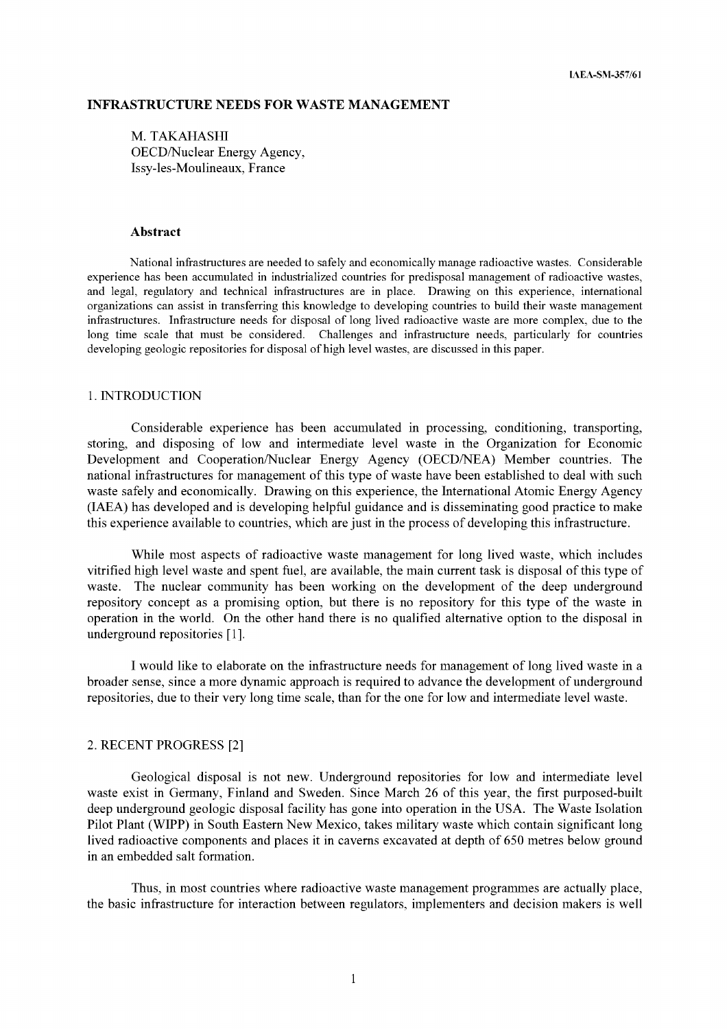# INFRASTRUCTURE NEEDS FOR WASTE MANAGEMENT

M. TAKAHASHI
OECD/Nuclear Energy Agency,
Issy-les-Moulineaux, France

### Abstract

National infrastructures are needed to safely and economically manage radioactive wastes. Considerable experience has been accumulated in industrialized countries for predisposal management of radioactive wastes, and legal, regulatory and technical infrastructures are in place. Drawing on this experience, international organizations can assist in transferring this knowledge to developing countries to build their waste management infrastructures. Infrastructure needs for disposal of long lived radioactive waste are more complex, due to the long time scale that must be considered. Challenges and infrastructure needs, particularly for countries developing geologic repositories for disposal of high level wastes, are discussed in this paper.

## 1. INTRODUCTION

Considerable experience has been accumulated in processing, conditioning, transporting, storing, and disposing of low and intermediate level waste in the Organization for Economic Development and Cooperation/Nuclear Energy Agency (OECD/NEA) Member countries. The national infrastructures for management of this type of waste have been established to deal with such waste safely and economically. Drawing on this experience, the International Atomic Energy Agency (IAEA) has developed and is developing helpful guidance and is disseminating good practice to make this experience available to countries, which are just in the process of developing this infrastructure.

While most aspects of radioactive waste management for long lived waste, which includes vitrified high level waste and spent fuel, are available, the main current task is disposal of this type of waste. The nuclear community has been working on the development of the deep underground repository concept as a promising option, but there is no repository for this type of the waste in operation in the world. On the other hand there is no qualified alternative option to the disposal in underground repositories [1].

I would like to elaborate on the infrastructure needs for management of long lived waste in a broader sense, since a more dynamic approach is required to advance the development of underground repositories, due to their very long time scale, than for the one for low and intermediate level waste.

## 2. RECENT PROGRESS [2]

Geological disposal is not new. Underground repositories for low and intermediate level waste exist in Germany, Finland and Sweden. Since March 26 of this year, the first purposed-built deep underground geologic disposal facility has gone into operation in the USA. The Waste Isolation Pilot Plant (WIPP) in South Eastern New Mexico, takes military waste which contain significant long lived radioactive components and places it in caverns excavated at depth of 650 metres below ground in an embedded salt formation.

Thus, in most countries where radioactive waste management programmes are actually place, the basic infrastructure for interaction between regulators, implementers and decision makers is well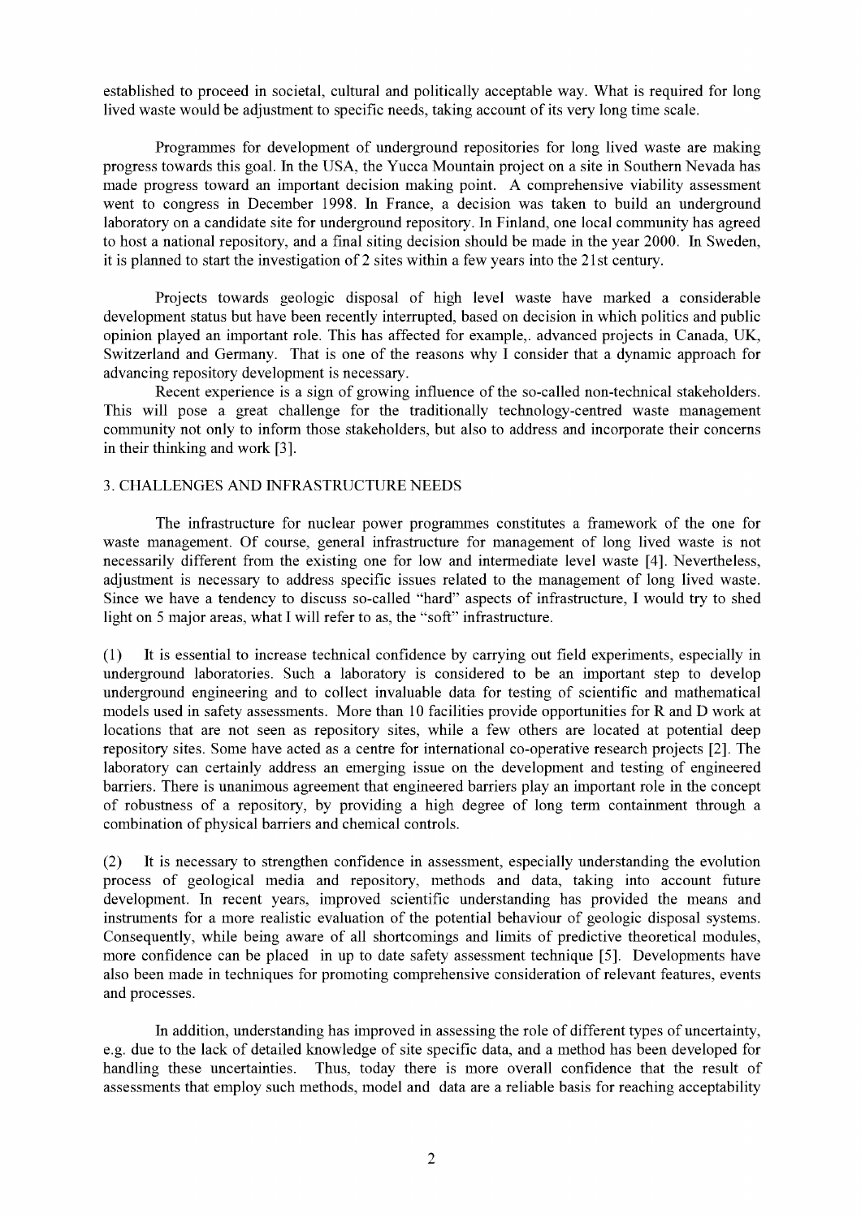established to proceed in societal, cultural and politically acceptable way. What is required for long lived waste would be adjustment to specific needs, taking account of its very long time scale.

Programmes for development of underground repositories for long lived waste are making progress towards this goal. In the USA, the Yucca Mountain project on a site in Southern Nevada has made progress toward an important decision making point. A comprehensive viability assessment went to congress in December 1998. In France, a decision was taken to build an underground laboratory on a candidate site for underground repository. In Finland, one local community has agreed to host a national repository, and a final siting decision should be made in the year 2000. In Sweden, it is planned to start the investigation of 2 sites within a few years into the 21st century.

Projects towards geologic disposal of high level waste have marked a considerable development status but have been recently interrupted, based on decision in which politics and public opinion played an important role. This has affected for example,. advanced projects in Canada, UK, Switzerland and Germany. That is one of the reasons why I consider that a dynamic approach for advancing repository development is necessary.

Recent experience is a sign of growing influence of the so-called non-technical stakeholders. This will pose a great challenge for the traditionally technology-centred waste management community not only to inform those stakeholders, but also to address and incorporate their concerns in their thinking and work [3].

## 3. CHALLENGES AND INFRASTRUCTURE NEEDS

The infrastructure for nuclear power programmes constitutes a framework of the one for waste management. Of course, general infrastructure for management of long lived waste is not necessarily different from the existing one for low and intermediate level waste [4]. Nevertheless, adjustment is necessary to address specific issues related to the management of long lived waste. Since we have a tendency to discuss so-called "hard" aspects of infrastructure, I would try to shed light on 5 major areas, what I will refer to as, the "soft" infrastructure.

(1) It is essential to increase technical confidence by carrying out field experiments, especially in underground laboratories. Such a laboratory is considered to be an important step to develop underground engineering and to collect invaluable data for testing of scientific and mathematical models used in safety assessments. More than 10 facilities provide opportunities for R and D work at locations that are not seen as repository sites, while a few others are located at potential deep repository sites. Some have acted as a centre for international co-operative research projects [2]. The laboratory can certainly address an emerging issue on the development and testing of engineered barriers. There is unanimous agreement that engineered barriers play an important role in the concept of robustness of a repository, by providing a high degree of long term containment through a combination of physical barriers and chemical controls.

(2) It is necessary to strengthen confidence in assessment, especially understanding the evolution process of geological media and repository, methods and data, taking into account future development. In recent years, improved scientific understanding has provided the means and instruments for a more realistic evaluation of the potential behaviour of geologic disposal systems. Consequently, while being aware of all shortcomings and limits of predictive theoretical modules, more confidence can be placed in up to date safety assessment technique [5]. Developments have also been made in techniques for promoting comprehensive consideration of relevant features, events and processes.

In addition, understanding has improved in assessing the role of different types of uncertainty, e.g. due to the lack of detailed knowledge of site specific data, and a method has been developed for handling these uncertainties. Thus, today there is more overall confidence that the result of assessments that employ such methods, model and data are a reliable basis for reaching acceptability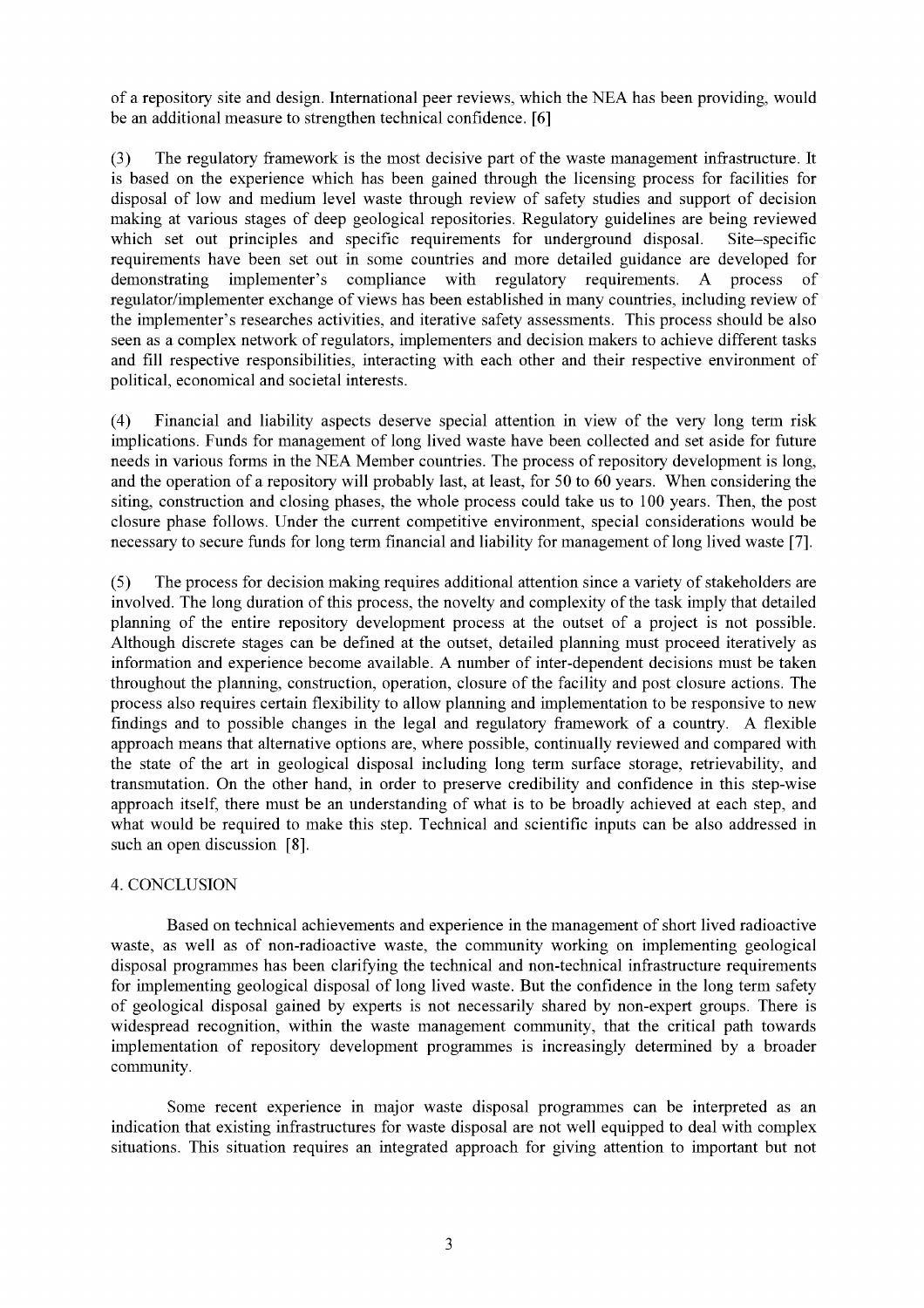of a repository site and design. International peer reviews, which the NEA has been providing, would be an additional measure to strengthen technical confidence. [6]

(3) The regulatory framework is the most decisive part of the waste management infrastructure. It is based on the experience which has been gained through the licensing process for facilities for disposal of low and medium level waste through review of safety studies and support of decision making at various stages of deep geological repositories. Regulatory guidelines are being reviewed which set out principles and specific requirements for underground disposal. Site–specific requirements have been set out in some countries and more detailed guidance are developed for demonstrating implementer's compliance with regulatory requirements. A process of regulator/implementer exchange of views has been established in many countries, including review of the implementer's researches activities, and iterative safety assessments. This process should be also seen as a complex network of regulators, implementers and decision makers to achieve different tasks and fill respective responsibilities, interacting with each other and their respective environment of political, economical and societal interests.

(4) Financial and liability aspects deserve special attention in view of the very long term risk implications. Funds for management of long lived waste have been collected and set aside for future needs in various forms in the NEA Member countries. The process of repository development is long, and the operation of a repository will probably last, at least, for 50 to 60 years. When considering the siting, construction and closing phases, the whole process could take us to 100 years. Then, the post closure phase follows. Under the current competitive environment, special considerations would be necessary to secure funds for long term financial and liability for management of long lived waste [7].

(5) The process for decision making requires additional attention since a variety of stakeholders are involved. The long duration of this process, the novelty and complexity of the task imply that detailed planning of the entire repository development process at the outset of a project is not possible. Although discrete stages can be defined at the outset, detailed planning must proceed iteratively as information and experience become available. A number of inter-dependent decisions must be taken throughout the planning, construction, operation, closure of the facility and post closure actions. The process also requires certain flexibility to allow planning and implementation to be responsive to new findings and to possible changes in the legal and regulatory framework of a country. A flexible approach means that alternative options are, where possible, continually reviewed and compared with the state of the art in geological disposal including long term surface storage, retrievability, and transmutation. On the other hand, in order to preserve credibility and confidence in this step-wise approach itself, there must be an understanding of what is to be broadly achieved at each step, and what would be required to make this step. Technical and scientific inputs can be also addressed in such an open discussion [8].

## 4. CONCLUSION

Based on technical achievements and experience in the management of short lived radioactive waste, as well as of non-radioactive waste, the community working on implementing geological disposal programmes has been clarifying the technical and non-technical infrastructure requirements for implementing geological disposal of long lived waste. But the confidence in the long term safety of geological disposal gained by experts is not necessarily shared by non-expert groups. There is widespread recognition, within the waste management community, that the critical path towards implementation of repository development programmes is increasingly determined by a broader community.

Some recent experience in major waste disposal programmes can be interpreted as an indication that existing infrastructures for waste disposal are not well equipped to deal with complex situations. This situation requires an integrated approach for giving attention to important but not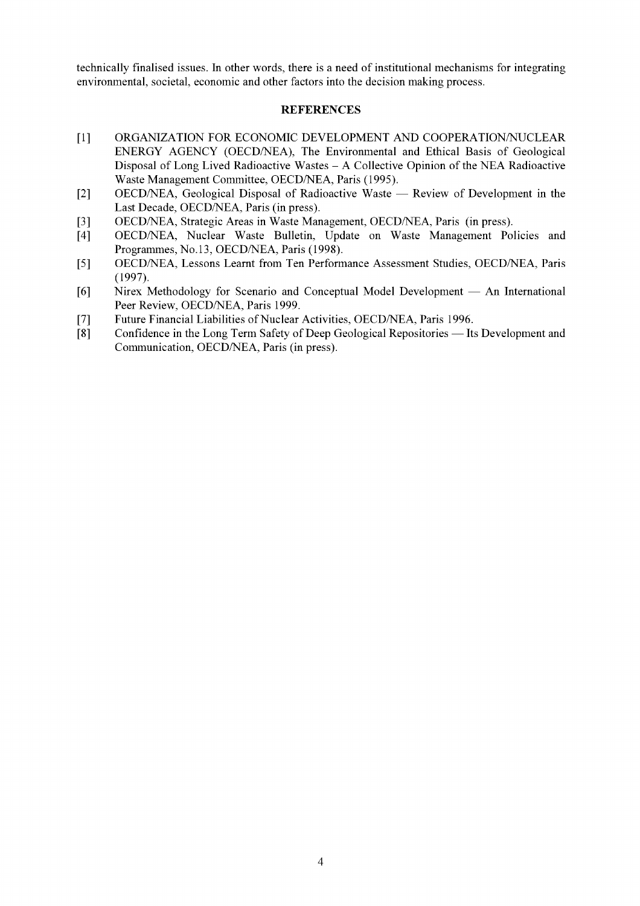technically finalised issues. In other words, there is a need of institutional mechanisms for integrating environmental, societal, economic and other factors into the decision making process.

## REFERENCES

[1] ORGANIZATION FOR ECONOMIC DEVELOPMENT AND COOPERATION/NUCLEAR ENERGY AGENCY (OECD/NEA), The Environmental and Ethical Basis of Geological Disposal of Long Lived Radioactive Wastes – A Collective Opinion of the NEA Radioactive Waste Management Committee, OECD/NEA, Paris (1995).

[2] OECD/NEA, Geological Disposal of Radioactive Waste — Review of Development in the Last Decade, OECD/NEA, Paris (in press).

[3] OECD/NEA, Strategic Areas in Waste Management, OECD/NEA, Paris (in press).

[4] OECD/NEA, Nuclear Waste Bulletin, Update on Waste Management Policies and Programmes, No.13, OECD/NEA, Paris (1998).

[5] OECD/NEA, Lessons Learnt from Ten Performance Assessment Studies, OECD/NEA, Paris (1997).

[6] Nirex Methodology for Scenario and Conceptual Model Development — An International Peer Review, OECD/NEA, Paris 1999.

[7] Future Financial Liabilities of Nuclear Activities, OECD/NEA, Paris 1996.

[8] Confidence in the Long Term Safety of Deep Geological Repositories — Its Development and Communication, OECD/NEA, Paris (in press).